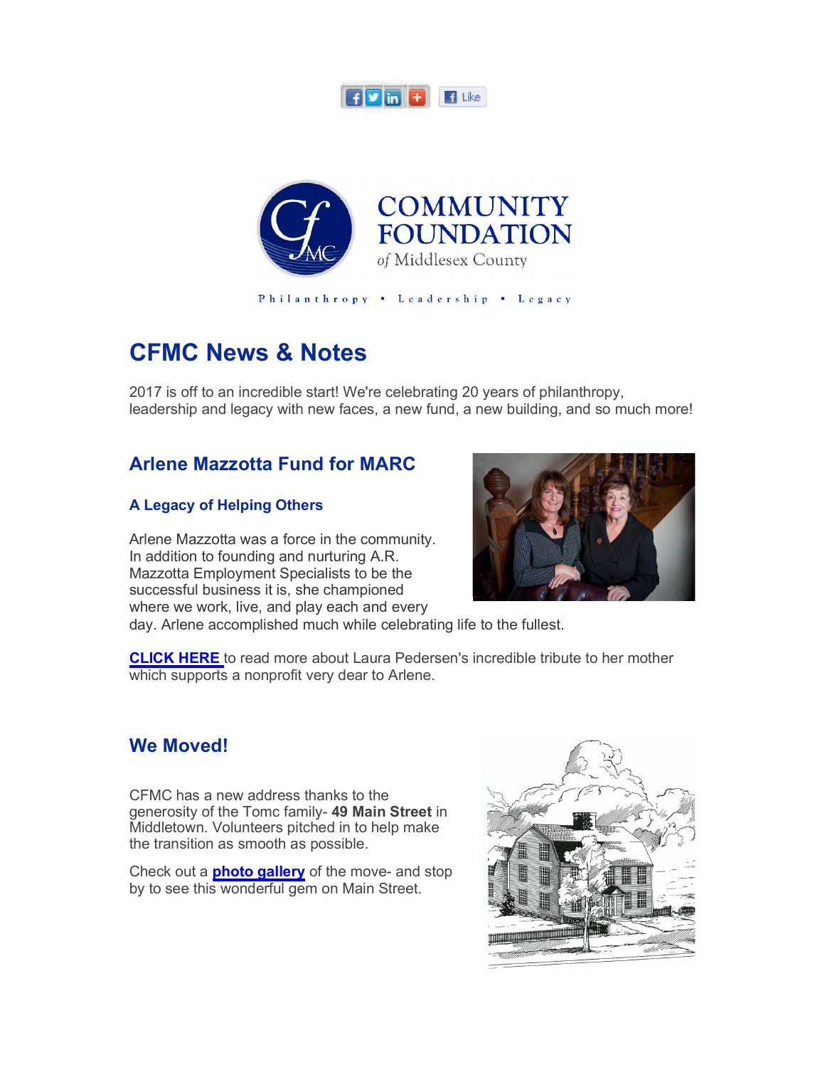COMMUNITY FOUNDATION of Middlesex County

Philanthropy • Leadership • Legacy

# CFMC News & Notes

2017 is off to an incredible start! We're celebrating 20 years of philanthropy, leadership and legacy with new faces, a new fund, a new building, and so much more!

## Arlene Mazzotta Fund for MARC

### A Legacy of Helping Others

Arlene Mazzotta was a force in the community. In addition to founding and nurturing A.R. Mazzotta Employment Specialists to be the successful business it is, she championed where we work, live, and play each and every day. Arlene accomplished much while celebrating life to the fullest.

**CLICK HERE** to read more about Laura Pedersen's incredible tribute to her mother which supports a nonprofit very dear to Arlene.

## We Moved!

CFMC has a new address thanks to the generosity of the Tomc family- **49 Main Street** in Middletown. Volunteers pitched in to help make the transition as smooth as possible.

Check out a **photo gallery** of the move- and stop by to see this wonderful gem on Main Street.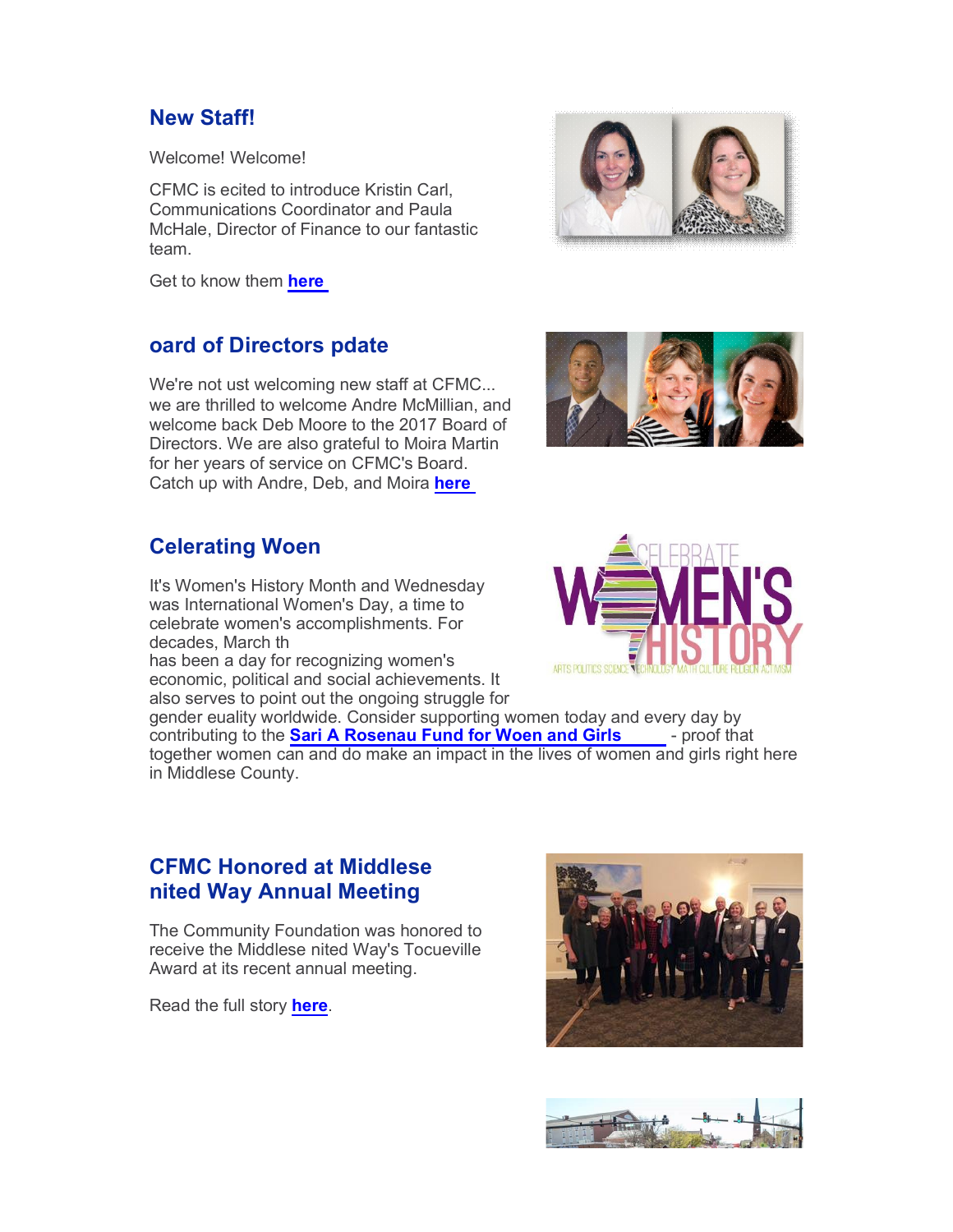## New Staff!

Welcome! Welcome!

CFMC is ecited to introduce Kristin Carl, Communications Coordinator and Paula McHale, Director of Finance to our fantastic team.

Get to know them **here**

## oard of Directors pdate

We're not ust welcoming new staff at CFMC... we are thrilled to welcome Andre McMillian, and welcome back Deb Moore to the 2017 Board of Directors. We are also grateful to Moira Martin for her years of service on CFMC's Board. Catch up with Andre, Deb, and Moira **here**

## Celerating Woen

It's Women's History Month and Wednesday was International Women's Day, a time to celebrate women's accomplishments. For decades, March th
has been a day for recognizing women's economic, political and social achievements. It also serves to point out the ongoing struggle for gender euality worldwide. Consider supporting women today and every day by contributing to the **Sari A Rosenau Fund for Woen and Girls** - proof that together women can and do make an impact in the lives of women and girls right here in Middlese County.

## CFMC Honored at Middlese nited Way Annual Meeting

The Community Foundation was honored to receive the Middlese nited Way's Tocueville Award at its recent annual meeting.

Read the full story **here**.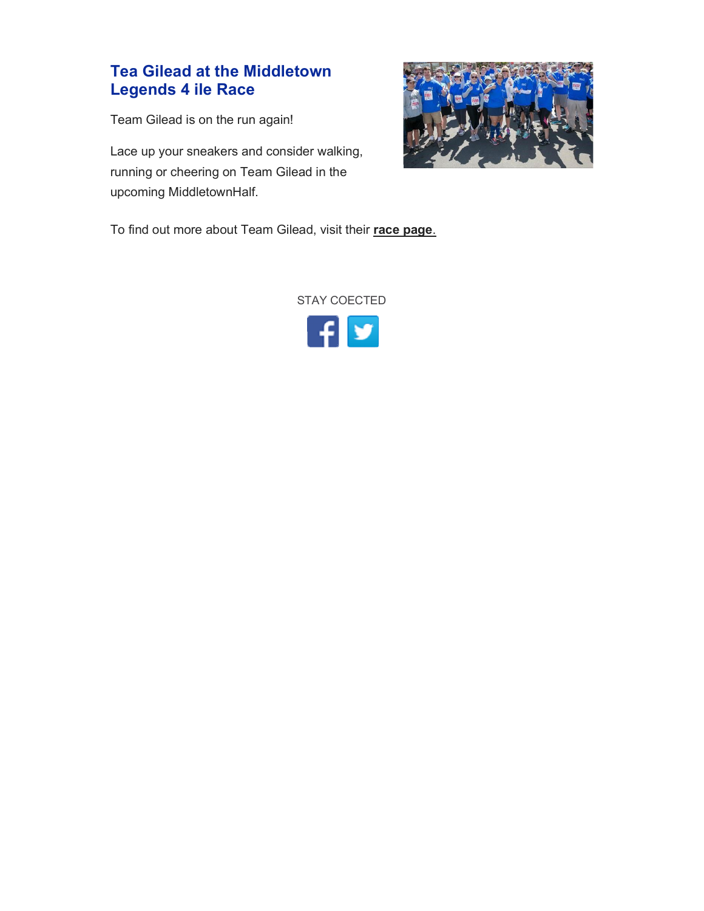## Tea Gilead at the Middletown Legends 4 ile Race

Team Gilead is on the run again!

Lace up your sneakers and consider walking, running or cheering on Team Gilead in the upcoming MiddletownHalf.

To find out more about Team Gilead, visit their **race page**.

STAY COECTED